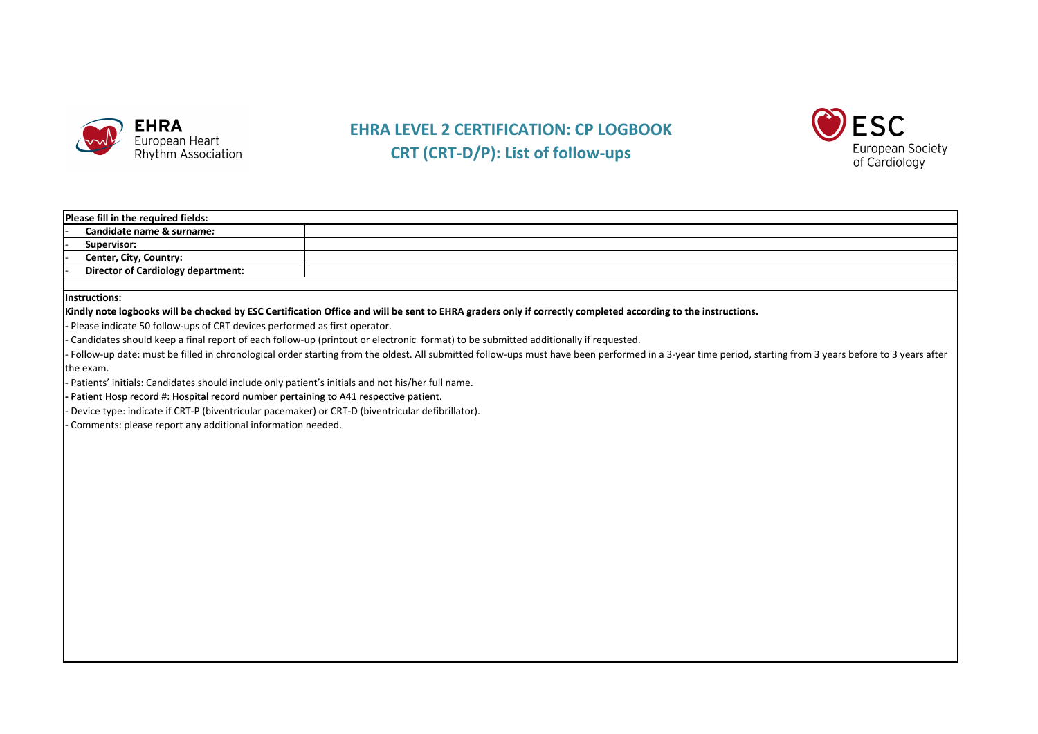# EHRA LEVEL 2 CERTIFICATION: CP LOGBOOK

## CRT (CRT-D/P): List of follow-ups

| **Please fill in the required fields:** | |
|---|---|
| - **Candidate name & *surname*:** | |
| - **Supervisor:** | |
| - **Center, City, Country:** | |
| - **Director of Cardiology department:** | |

**Instructions:**

**Kindly note logbooks will be checked by ESC Certification Office and will be sent to EHRA graders only if correctly completed according to the instructions.**

- Please indicate 50 follow-ups of CRT devices performed as first operator.
- Candidates should keep a final report of each follow-up (printout or electronic format) to be submitted additionally if requested.
- Follow-up date: must be filled in chronological order starting from the oldest. All submitted follow-ups must have been performed in a 3-year time period, starting from 3 years before to 3 years after the exam.
- Patients' initials: Candidates should include only patient's initials and not his/her full name.
- Patient Hosp record #: Hospital record number pertaining to A41 respective patient.
- Device type: indicate if CRT-P (biventricular pacemaker) or CRT-D (biventricular defibrillator).
- Comments: please report any additional information needed.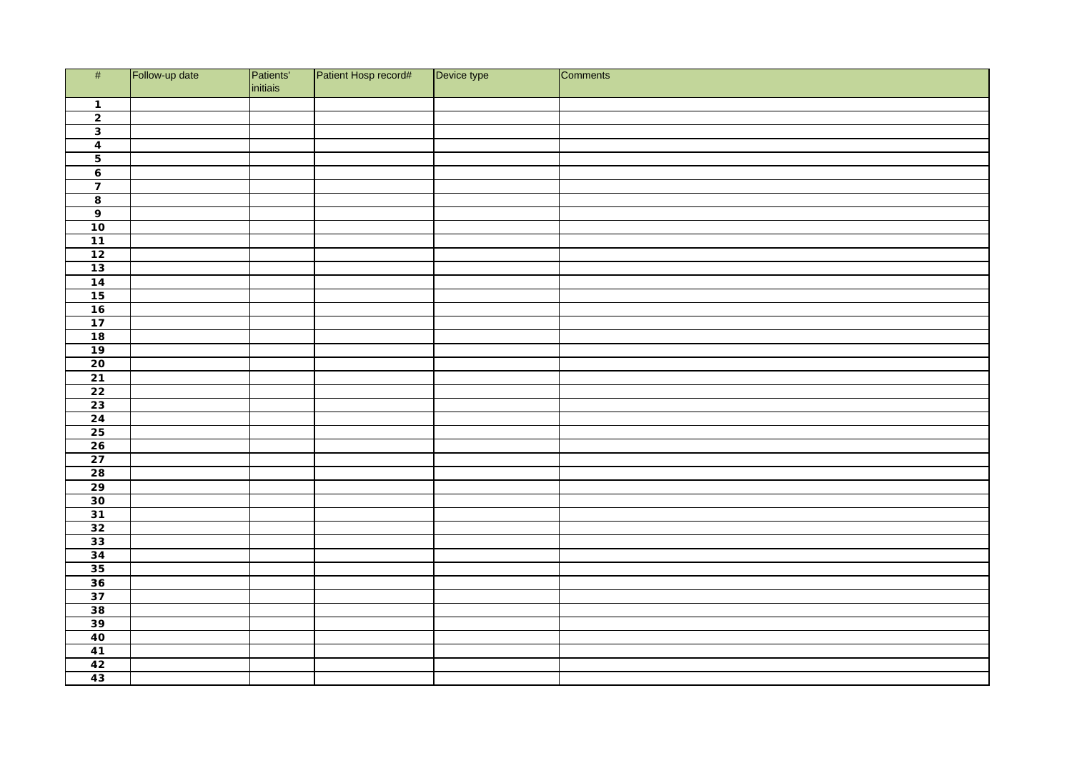| # | Follow-up date | Patients' initiais | Patient Hosp record# | Device type | Comments |
|---|---|---|---|---|---|
| 1 | | | | | |
| 2 | | | | | |
| 3 | | | | | |
| 4 | | | | | |
| 5 | | | | | |
| 6 | | | | | |
| 7 | | | | | |
| 8 | | | | | |
| 9 | | | | | |
| 10 | | | | | |
| 11 | | | | | |
| 12 | | | | | |
| 13 | | | | | |
| 14 | | | | | |
| 15 | | | | | |
| 16 | | | | | |
| 17 | | | | | |
| 18 | | | | | |
| 19 | | | | | |
| 20 | | | | | |
| 21 | | | | | |
| 22 | | | | | |
| 23 | | | | | |
| 24 | | | | | |
| 25 | | | | | |
| 26 | | | | | |
| 27 | | | | | |
| 28 | | | | | |
| 29 | | | | | |
| 30 | | | | | |
| 31 | | | | | |
| 32 | | | | | |
| 33 | | | | | |
| 34 | | | | | |
| 35 | | | | | |
| 36 | | | | | |
| 37 | | | | | |
| 38 | | | | | |
| 39 | | | | | |
| 40 | | | | | |
| 41 | | | | | |
| 42 | | | | | |
| 43 | | | | | |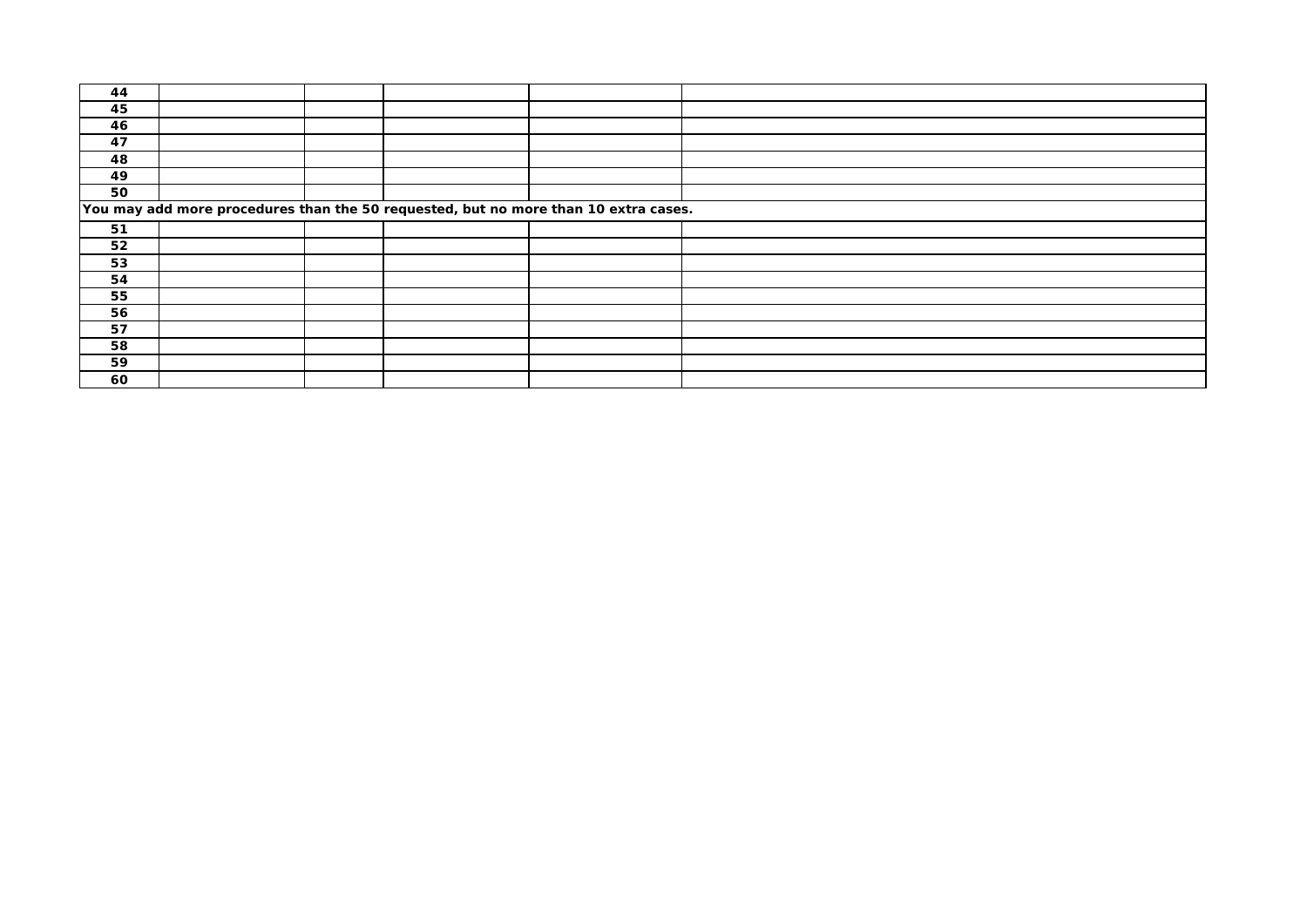| | | | | | |
|---|---|---|---|---|---|
| **44** | | | | | |
| **45** | | | | | |
| **46** | | | | | |
| **47** | | | | | |
| **48** | | | | | |
| **49** | | | | | |
| **50** | | | | | |
| **You may add more procedures than the 50 requested, but no more than 10 extra cases.** | | | | | |
| **51** | | | | | |
| **52** | | | | | |
| **53** | | | | | |
| **54** | | | | | |
| **55** | | | | | |
| **56** | | | | | |
| **57** | | | | | |
| **58** | | | | | |
| **59** | | | | | |
| **60** | | | | | |